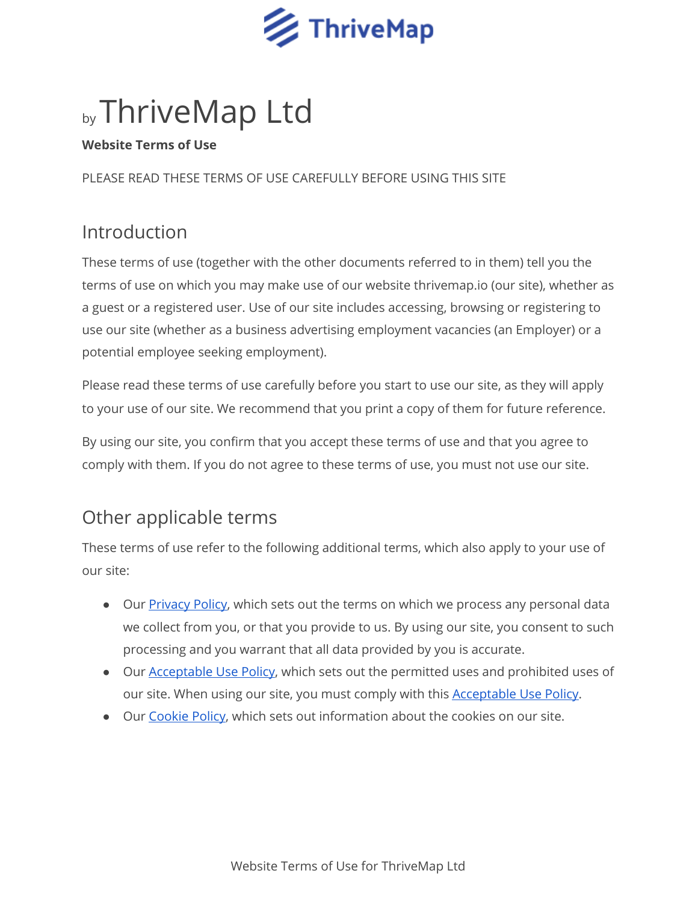# by ThriveMap Ltd

**Website Terms of Use**

PLEASE READ THESE TERMS OF USE CAREFULLY BEFORE USING THIS SITE

## Introduction

These terms of use (together with the other documents referred to in them) tell you the terms of use on which you may make use of our website thrivemap.io (our site), whether as a guest or a registered user. Use of our site includes accessing, browsing or registering to use our site (whether as a business advertising employment vacancies (an Employer) or a potential employee seeking employment).

Please read these terms of use carefully before you start to use our site, as they will apply to your use of our site. We recommend that you print a copy of them for future reference.

By using our site, you confirm that you accept these terms of use and that you agree to comply with them. If you do not agree to these terms of use, you must not use our site.

## Other applicable terms

These terms of use refer to the following additional terms, which also apply to your use of our site:

- Our Privacy Policy, which sets out the terms on which we process any personal data we collect from you, or that you provide to us. By using our site, you consent to such processing and you warrant that all data provided by you is accurate.
- Our Acceptable Use Policy, which sets out the permitted uses and prohibited uses of our site. When using our site, you must comply with this Acceptable Use Policy.
- Our Cookie Policy, which sets out information about the cookies on our site.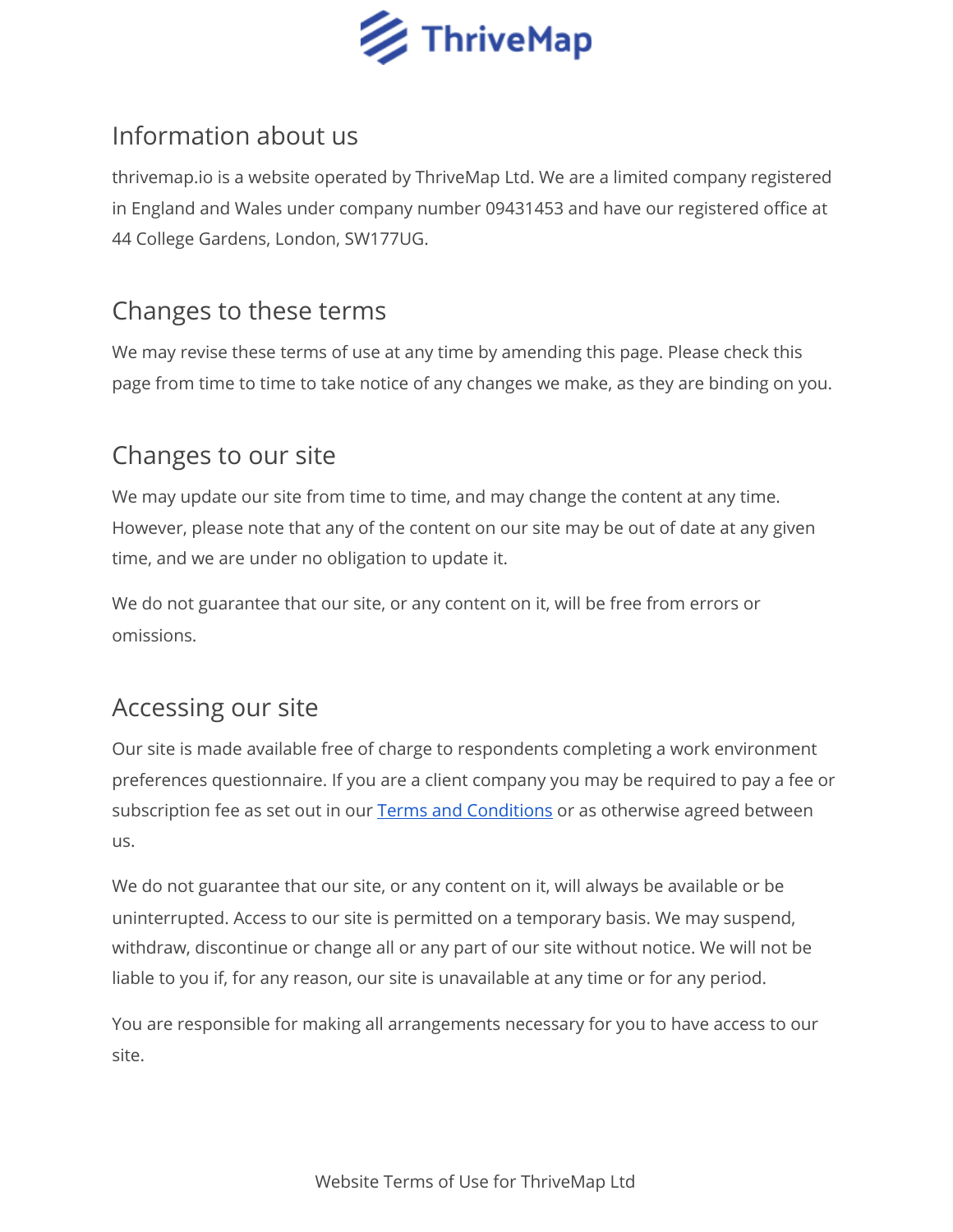## Information about us

thrivemap.io is a website operated by ThriveMap Ltd. We are a limited company registered in England and Wales under company number 09431453 and have our registered office at 44 College Gardens, London, SW177UG.

## Changes to these terms

We may revise these terms of use at any time by amending this page. Please check this page from time to time to take notice of any changes we make, as they are binding on you.

## Changes to our site

We may update our site from time to time, and may change the content at any time. However, please note that any of the content on our site may be out of date at any given time, and we are under no obligation to update it.

We do not guarantee that our site, or any content on it, will be free from errors or omissions.

## Accessing our site

Our site is made available free of charge to respondents completing a work environment preferences questionnaire. If you are a client company you may be required to pay a fee or subscription fee as set out in our Terms and Conditions or as otherwise agreed between us.

We do not guarantee that our site, or any content on it, will always be available or be uninterrupted. Access to our site is permitted on a temporary basis. We may suspend, withdraw, discontinue or change all or any part of our site without notice. We will not be liable to you if, for any reason, our site is unavailable at any time or for any period.

You are responsible for making all arrangements necessary for you to have access to our site.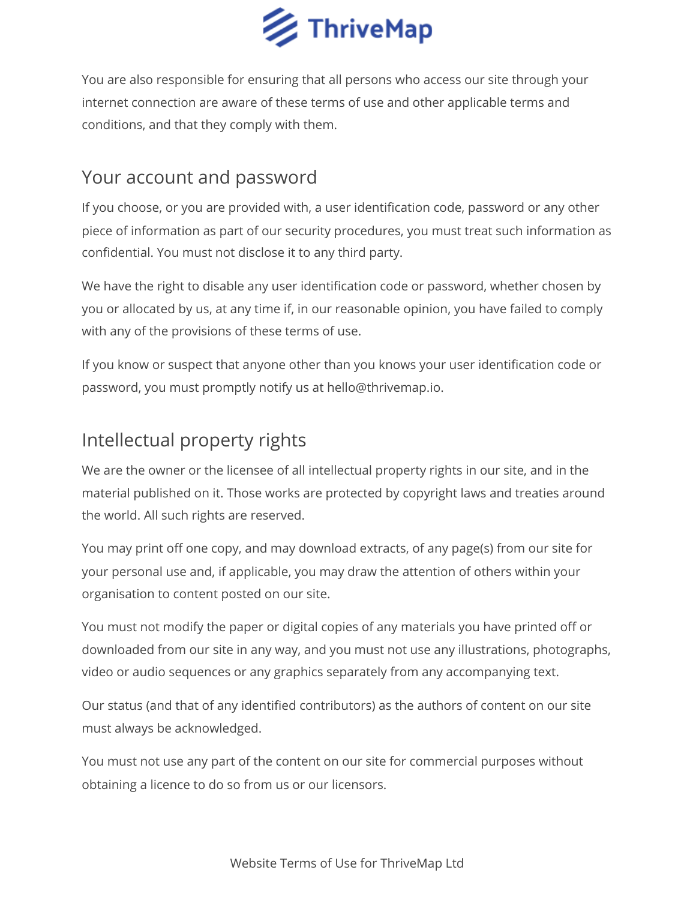You are also responsible for ensuring that all persons who access our site through your internet connection are aware of these terms of use and other applicable terms and conditions, and that they comply with them.

## Your account and password

If you choose, or you are provided with, a user identification code, password or any other piece of information as part of our security procedures, you must treat such information as confidential. You must not disclose it to any third party.

We have the right to disable any user identification code or password, whether chosen by you or allocated by us, at any time if, in our reasonable opinion, you have failed to comply with any of the provisions of these terms of use.

If you know or suspect that anyone other than you knows your user identification code or password, you must promptly notify us at hello@thrivemap.io.

## Intellectual property rights

We are the owner or the licensee of all intellectual property rights in our site, and in the material published on it. Those works are protected by copyright laws and treaties around the world. All such rights are reserved.

You may print off one copy, and may download extracts, of any page(s) from our site for your personal use and, if applicable, you may draw the attention of others within your organisation to content posted on our site.

You must not modify the paper or digital copies of any materials you have printed off or downloaded from our site in any way, and you must not use any illustrations, photographs, video or audio sequences or any graphics separately from any accompanying text.

Our status (and that of any identified contributors) as the authors of content on our site must always be acknowledged.

You must not use any part of the content on our site for commercial purposes without obtaining a licence to do so from us or our licensors.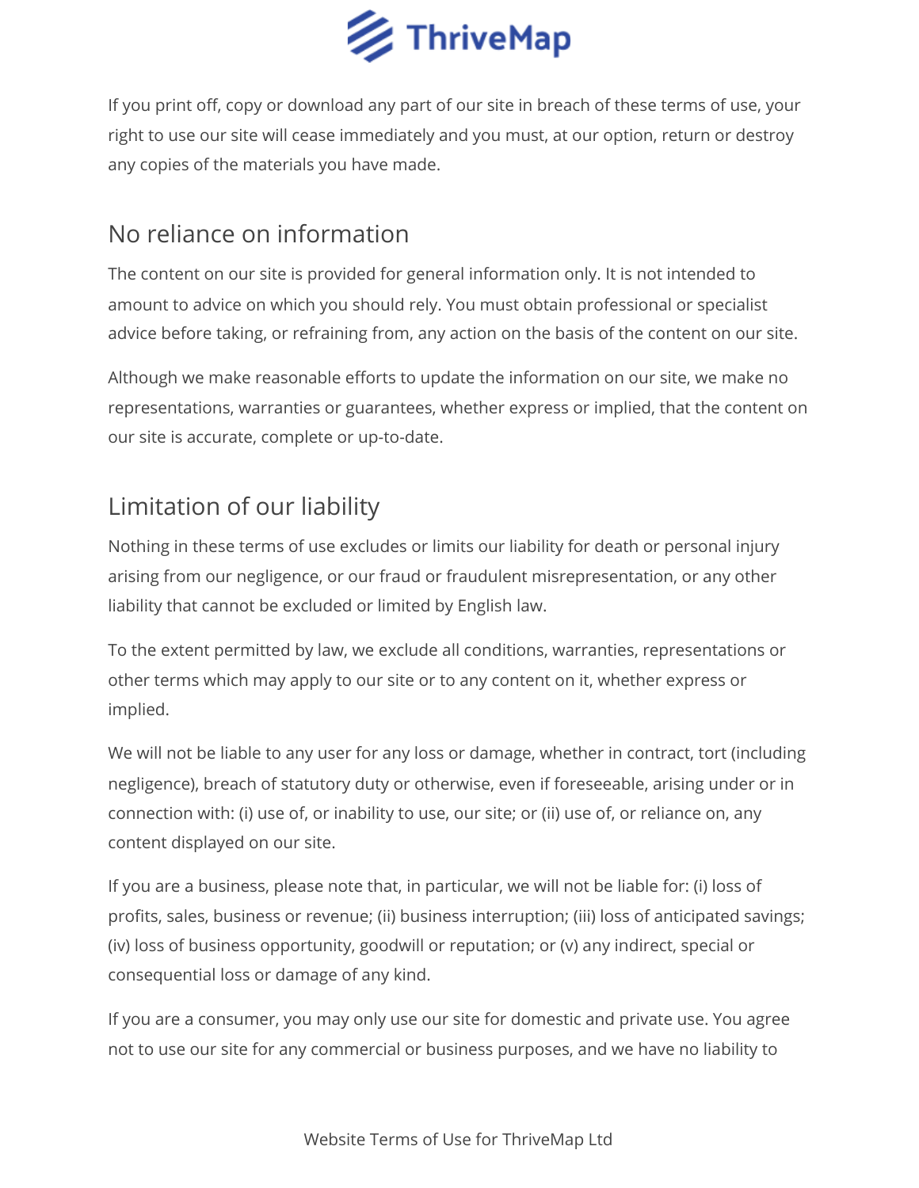If you print off, copy or download any part of our site in breach of these terms of use, your right to use our site will cease immediately and you must, at our option, return or destroy any copies of the materials you have made.

## No reliance on information

The content on our site is provided for general information only. It is not intended to amount to advice on which you should rely. You must obtain professional or specialist advice before taking, or refraining from, any action on the basis of the content on our site.

Although we make reasonable efforts to update the information on our site, we make no representations, warranties or guarantees, whether express or implied, that the content on our site is accurate, complete or up-to-date.

## Limitation of our liability

Nothing in these terms of use excludes or limits our liability for death or personal injury arising from our negligence, or our fraud or fraudulent misrepresentation, or any other liability that cannot be excluded or limited by English law.

To the extent permitted by law, we exclude all conditions, warranties, representations or other terms which may apply to our site or to any content on it, whether express or implied.

We will not be liable to any user for any loss or damage, whether in contract, tort (including negligence), breach of statutory duty or otherwise, even if foreseeable, arising under or in connection with: (i) use of, or inability to use, our site; or (ii) use of, or reliance on, any content displayed on our site.

If you are a business, please note that, in particular, we will not be liable for: (i) loss of profits, sales, business or revenue; (ii) business interruption; (iii) loss of anticipated savings; (iv) loss of business opportunity, goodwill or reputation; or (v) any indirect, special or consequential loss or damage of any kind.

If you are a consumer, you may only use our site for domestic and private use. You agree not to use our site for any commercial or business purposes, and we have no liability to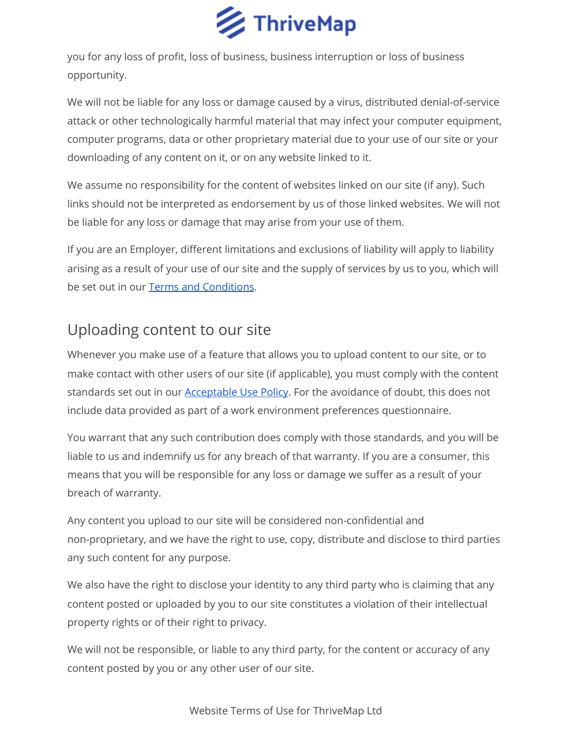you for any loss of profit, loss of business, business interruption or loss of business opportunity.

We will not be liable for any loss or damage caused by a virus, distributed denial-of-service attack or other technologically harmful material that may infect your computer equipment, computer programs, data or other proprietary material due to your use of our site or your downloading of any content on it, or on any website linked to it.

We assume no responsibility for the content of websites linked on our site (if any). Such links should not be interpreted as endorsement by us of those linked websites. We will not be liable for any loss or damage that may arise from your use of them.

If you are an Employer, different limitations and exclusions of liability will apply to liability arising as a result of your use of our site and the supply of services by us to you, which will be set out in our Terms and Conditions.

## Uploading content to our site

Whenever you make use of a feature that allows you to upload content to our site, or to make contact with other users of our site (if applicable), you must comply with the content standards set out in our Acceptable Use Policy. For the avoidance of doubt, this does not include data provided as part of a work environment preferences questionnaire.

You warrant that any such contribution does comply with those standards, and you will be liable to us and indemnify us for any breach of that warranty. If you are a consumer, this means that you will be responsible for any loss or damage we suffer as a result of your breach of warranty.

Any content you upload to our site will be considered non-confidential and non-proprietary, and we have the right to use, copy, distribute and disclose to third parties any such content for any purpose.

We also have the right to disclose your identity to any third party who is claiming that any content posted or uploaded by you to our site constitutes a violation of their intellectual property rights or of their right to privacy.

We will not be responsible, or liable to any third party, for the content or accuracy of any content posted by you or any other user of our site.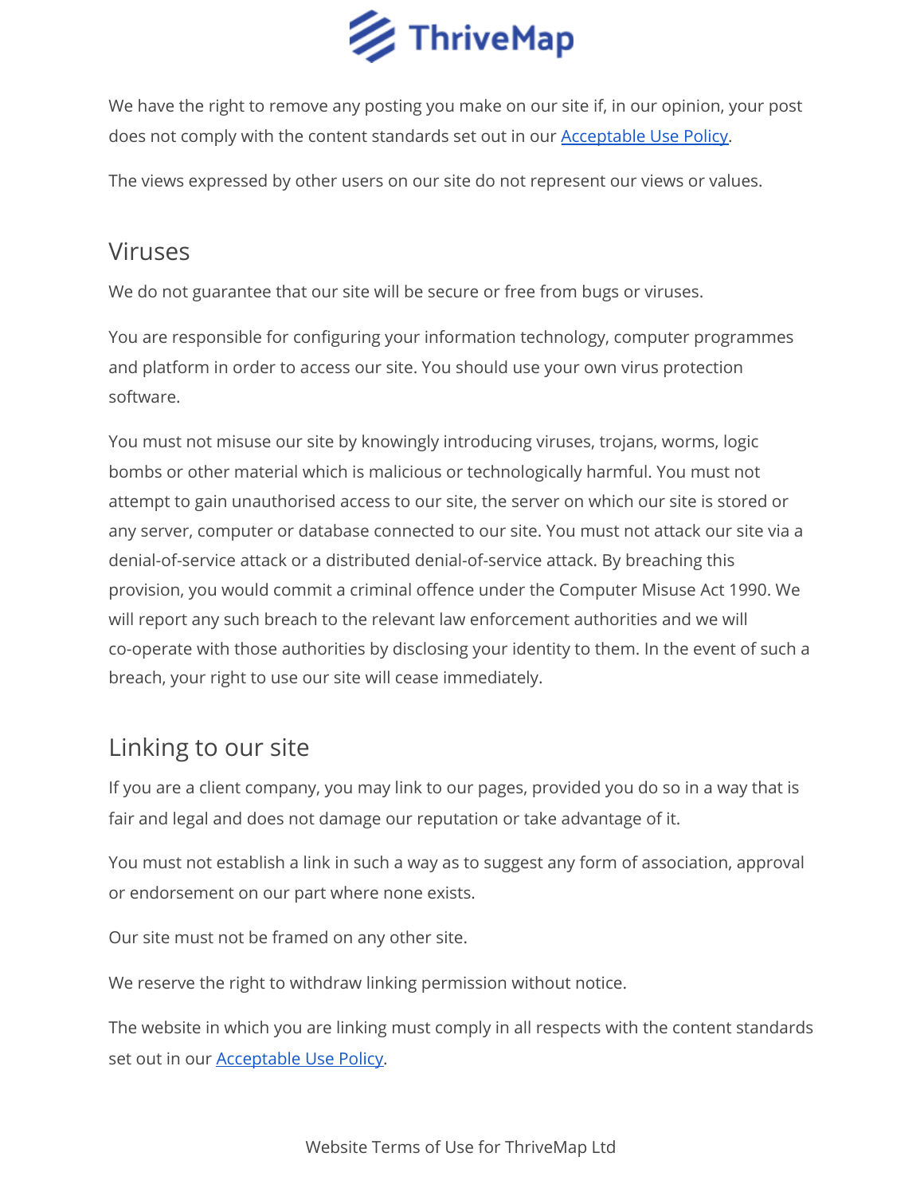We have the right to remove any posting you make on our site if, in our opinion, your post does not comply with the content standards set out in our [Acceptable Use Policy](#).

The views expressed by other users on our site do not represent our views or values.

## Viruses

We do not guarantee that our site will be secure or free from bugs or viruses.

You are responsible for configuring your information technology, computer programmes and platform in order to access our site. You should use your own virus protection software.

You must not misuse our site by knowingly introducing viruses, trojans, worms, logic bombs or other material which is malicious or technologically harmful. You must not attempt to gain unauthorised access to our site, the server on which our site is stored or any server, computer or database connected to our site. You must not attack our site via a denial-of-service attack or a distributed denial-of-service attack. By breaching this provision, you would commit a criminal offence under the Computer Misuse Act 1990. We will report any such breach to the relevant law enforcement authorities and we will co-operate with those authorities by disclosing your identity to them. In the event of such a breach, your right to use our site will cease immediately.

## Linking to our site

If you are a client company, you may link to our pages, provided you do so in a way that is fair and legal and does not damage our reputation or take advantage of it.

You must not establish a link in such a way as to suggest any form of association, approval or endorsement on our part where none exists.

Our site must not be framed on any other site.

We reserve the right to withdraw linking permission without notice.

The website in which you are linking must comply in all respects with the content standards set out in our [Acceptable Use Policy](#).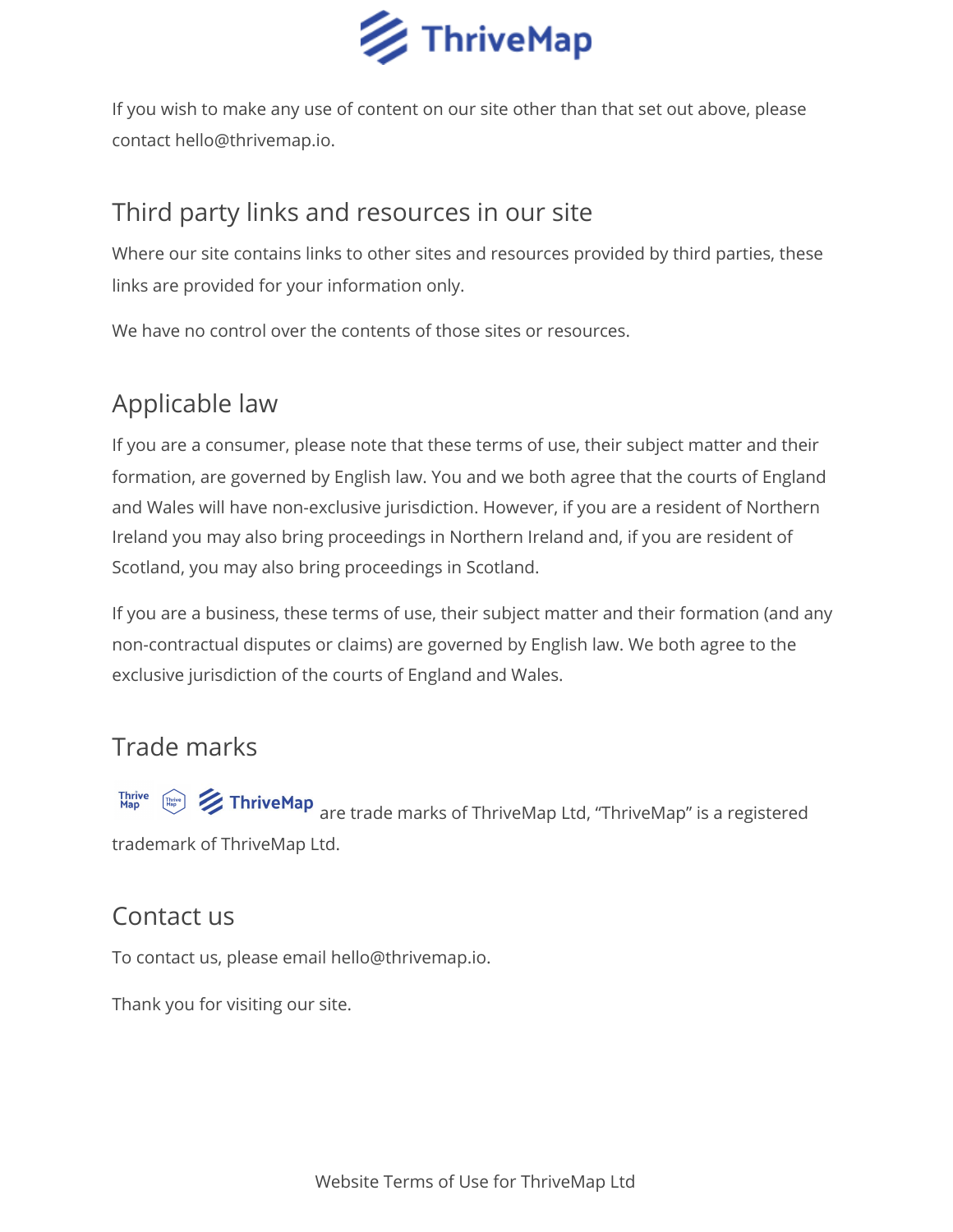If you wish to make any use of content on our site other than that set out above, please contact hello@thrivemap.io.

## Third party links and resources in our site

Where our site contains links to other sites and resources provided by third parties, these links are provided for your information only.

We have no control over the contents of those sites or resources.

## Applicable law

If you are a consumer, please note that these terms of use, their subject matter and their formation, are governed by English law. You and we both agree that the courts of England and Wales will have non-exclusive jurisdiction. However, if you are a resident of Northern Ireland you may also bring proceedings in Northern Ireland and, if you are resident of Scotland, you may also bring proceedings in Scotland.

If you are a business, these terms of use, their subject matter and their formation (and any non-contractual disputes or claims) are governed by English law. We both agree to the exclusive jurisdiction of the courts of England and Wales.

## Trade marks

Thrive Map ThriveMap are trade marks of ThriveMap Ltd, "ThriveMap" is a registered trademark of ThriveMap Ltd.

## Contact us

To contact us, please email hello@thrivemap.io.

Thank you for visiting our site.